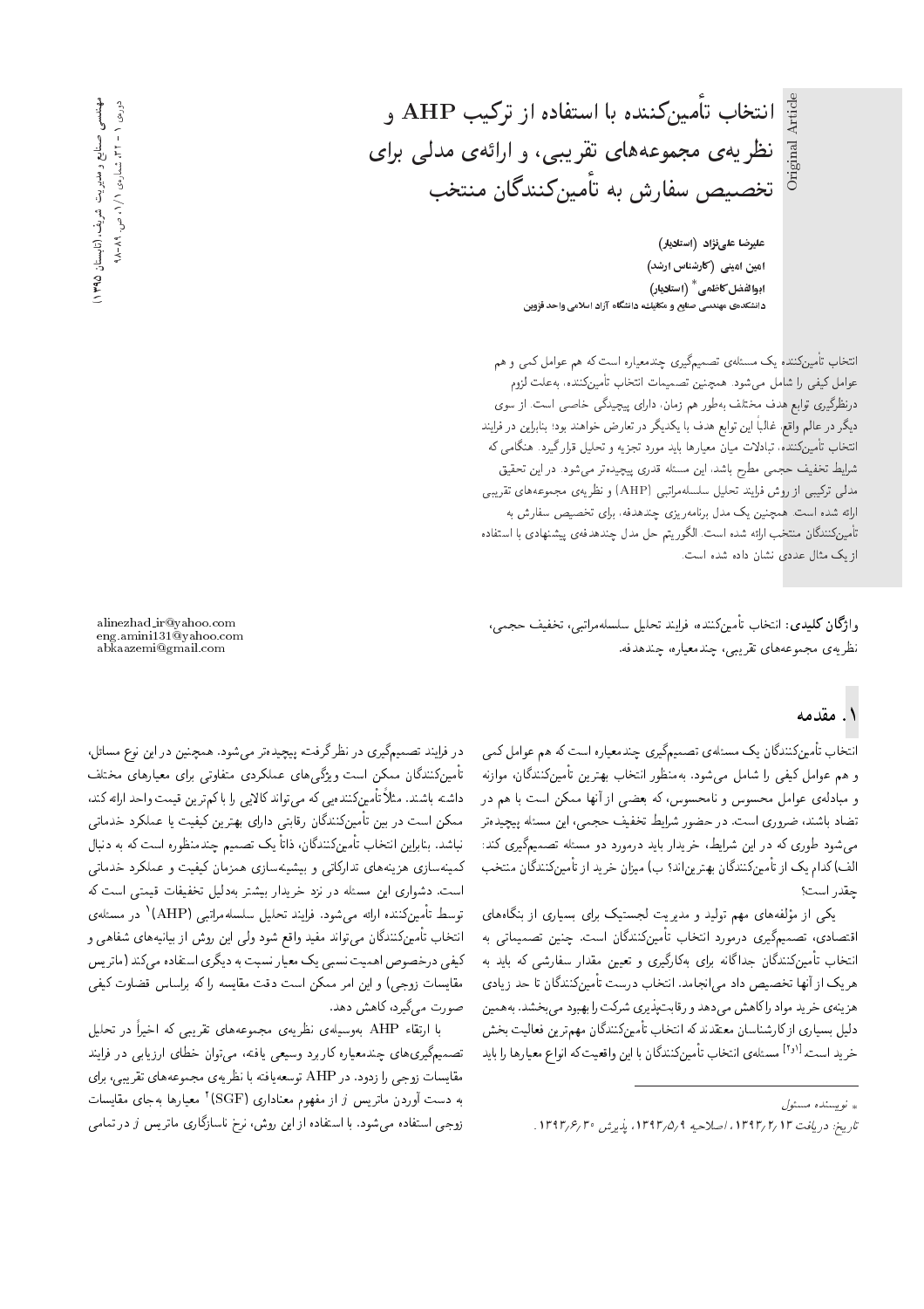# انتخاب تأمین‌کننده با استفاده از ترکیب AHP و نظریه‌ی مجموعه‌های تقریبی، و ارائه‌ی مدلی برای تخصیص سفارش به تأمین‌کنندگان منتخب

Original Article

**علیرضا علی‌نژاد** (استادیار)
**امین امینی** (کارشناس ارشد)
**ابوالفضل کاظمی*** (استادیار)
دانشکده‌ی مهندسی صنایع و مکانیک، دانشگاه آزاد اسلامی واحد قزوین

انتخاب تأمین‌کننده یک مسئله‌ی تصمیم‌گیری چندمعیاره است که هم عوامل کمی و هم عوامل کیفی را شامل می‌شود. همچنین تصمیمات انتخاب تأمین‌کننده، به‌علت لزوم درنظرگیری توابع هدف مختلف به‌طور هم زمان، دارای پیچیدگی خاصی است. از سوی دیگر در عالم واقع، غالباً این توابع هدف با یکدیگر در تعارض خواهند بود؛ بنابراین در فرایند انتخاب تأمین‌کننده، تبادلات میان معیارها باید مورد تجزیه و تحلیل قرار گیرد. هنگامی که شرایط تخفیف حجمی مطرح باشد، این مسئله قدری پیچیده‌تر می‌شود. در این تحقیق مدلی ترکیبی از روش فرایند تحلیل سلسله‌مراتبی (AHP) و نظریه‌ی مجموعه‌های تقریبی ارائه شده است. همچنین یک مدل برنامه‌ریزی چندهدفه، برای تخصیص سفارش به تأمین‌کنندگان منتخب ارائه شده است. الگوریتم حل مدل چندهدفه‌ی پیشنهادی با استفاده از یک مثال عددی نشان داده شده است.

**واژگان کلیدی:** انتخاب تأمین‌کننده، فرایند تحلیل سلسله‌مراتبی، تخفیف حجمی، نظریه‌ی مجموعه‌های تقریبی، چندمعیاره، چندهدفه.

alinezhad_ir@yahoo.com
eng.amini131@yahoo.com
abkaazemi@gmail.com

## ۱. مقدمه

انتخاب تأمین‌کنندگان یک مسئله‌ی تصمیم‌گیری چندمعیاره است که هم عوامل کمی و هم عوامل کیفی را شامل می‌شود. به‌منظور انتخاب بهترین تأمین‌کنندگان، موازنه و مبادله‌ی عوامل محسوس و نامحسوس، که بعضی از آنها ممکن است با هم در تضاد باشند، ضروری است. در حضور شرایط تخفیف حجمی، این مسئله پیچیده‌تر می‌شود طوری که در این شرایط، خریدار باید درمورد دو مسئله تصمیم‌گیری کند: الف) کدام یک از تأمین‌کنندگان بهترین‌اند؟ ب) میزان خرید از تأمین‌کنندگان منتخب چقدر است؟

یکی از مؤلفه‌های مهم تولید و مدیریت لجستیک برای بسیاری از بنگاه‌های اقتصادی، تصمیم‌گیری درمورد انتخاب تأمین‌کنندگان است. چنین تصمیماتی به انتخاب تأمین‌کنندگان جداگانه برای به‌کارگیری و تعیین مقدار سفارشی که باید به هریک از آنها تخصیص داد می‌انجامد. انتخاب درست تأمین‌کنندگان تا حد زیادی هزینه‌ی خرید مواد را کاهش می‌دهد و رقابت‌پذیری شرکت را بهبود می‌بخشد. به‌همین دلیل بسیاری از کارشناسان معتقدند که انتخاب تأمین‌کنندگان مهم‌ترین فعالیت بخش خرید است.[۱و۲] مسئله‌ی انتخاب تأمین‌کنندگان با این واقعیت که انواع معیارها را باید در فرایند تصمیم‌گیری در نظر گرفته پیچیده‌تر می‌شود. همچنین در این نوع مسائل، تأمین‌کنندگان ممکن است ویژگی‌های عملکردی متفاوتی برای معیارهای مختلف داشته باشند. مثلاً تأمین‌کننده‌یی که می‌تواند کالایی را با کم‌ترین قیمت واحد ارائه کند، ممکن است در بین تأمین‌کنندگان رقابتی دارای بهترین کیفیت یا عملکرد خدماتی نباشد. بنابراین انتخاب تأمین‌کنندگان، ذاتاً یک تصمیم چندمنظوره است که به دنبال کمینه‌سازی هزینه‌های تدارکاتی و بیشینه‌سازی همزمان کیفیت و عملکرد خدماتی است. دشواری این مسئله در نزد خریدار بیشتر به‌دلیل تخفیفات قیمتی است که توسط تأمین‌کننده ارائه می‌شود. فرایند تحلیل سلسله‌مراتبی (AHP)[۱] در مسئله‌ی انتخاب تأمین‌کنندگان می‌تواند مفید واقع شود ولی این روش از بیانیه‌های شفاهی و کیفی درخصوص اهمیت نسبی یک معیار نسبت به دیگری استفاده می‌کند (ماتریس مقایسات زوجی) و این امر ممکن است دقت مقایسه را که براساس قضاوت کیفی صورت می‌گیرد، کاهش دهد.

با ارتقاء AHP به‌وسیله‌ی نظریه‌ی مجموعه‌های تقریبی که اخیراً در تحلیل تصمیم‌گیری‌های چندمعیاره کاربرد وسیعی یافته، می‌توان خطای ارزیابی در فرایند مقایسات زوجی را زدود. در AHP توسعه‌یافته با نظریه‌ی مجموعه‌های تقریبی، برای به دست آوردن ماتریس $J$ از مفهوم معناداری (SGF)[۲] معیارها به‌جای مقایسات زوجی استفاده می‌شود. با استفاده از این روش، نرخ ناسازگاری ماتریس $J$ در تمامی

\* نویسنده مسئول

تاریخ: دریافت ۱۳۹۳/۲/۱۳، اصلاحیه ۱۳۹۳/۵/۹، پذیرش ۱۳۹۳/۶/۳۰.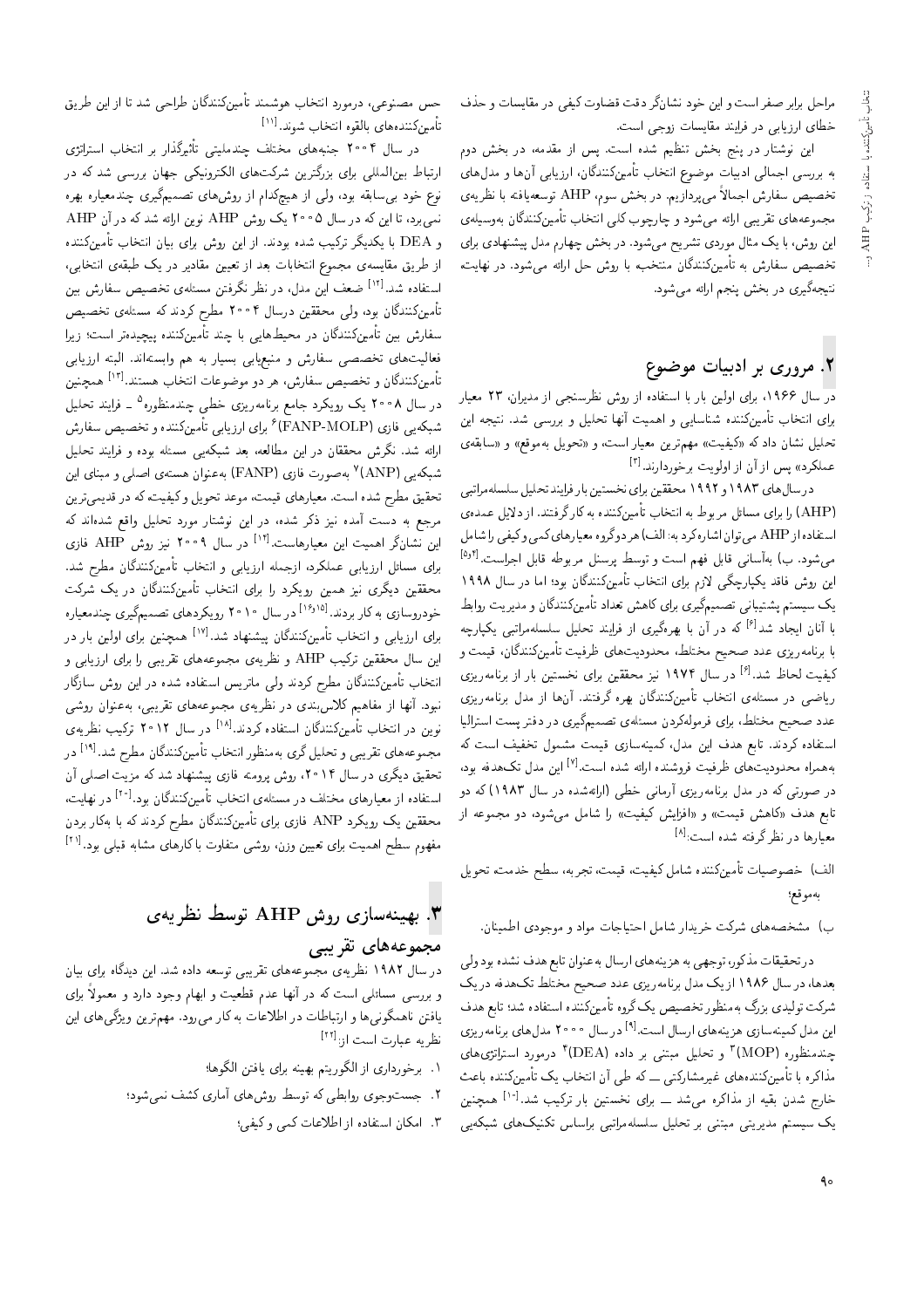مراحل برابر صفر است و این خود نشان‌گر دقت قضاوت کیفی در مقایسات و حذف خطای ارزیابی در فرایند مقایسات زوجی است.

این نوشتار در پنج بخش تنظیم شده است. پس از مقدمه، در بخش دوم به بررسی اجمالی ادبیات موضوع انتخاب تأمین‌کنندگان، ارزیابی آن‌ها و مدل‌های تخصیص سفارش اجمالاً می‌پردازیم. در بخش سوم، AHP توسعه‌یافته با نظریه‌ی مجموعه‌های تقریبی ارائه می‌شود و چارچوب کلی انتخاب تأمین‌کنندگان به‌وسیله‌ی این روش، با یک مثال موردی تشریح می‌شود. در بخش چهارم مدل پیشنهادی برای تخصیص سفارش به تأمین‌کنندگان منتخب با روش حل ارائه می‌شود. در نهایت، نتیجه‌گیری در بخش پنجم ارائه می‌شود.

## ۲. مروری بر ادبیات موضوع

در سال ۱۹۶۶، برای اولین بار با استفاده از روش نظرسنجی از مدیران، ۲۳ معیار برای انتخاب تأمین‌کننده شناسایی و اهمیت آنها تحلیل و بررسی شد. نتیجه این تحلیل نشان داد که «کیفیت» مهم‌ترین معیار است، و «تحویل به‌موقع» و «سابقه‌ی عملکرد» پس از آن از اولویت برخوردارند.[3]

در سال‌های ۱۹۸۳ و ۱۹۹۲ محققین برای نخستین بار فرایند تحلیل سلسله‌مراتبی (AHP) را برای مسائل مربوط به انتخاب تأمین‌کننده به کار گرفتند. از دلایل عمده‌ی استفاده از AHP می‌توان اشاره کرد به: الف) هر دو گروه معیارهای کمی و کیفی را شامل می‌شود. ب) به‌آسانی قابل فهم است و توسط پرسنل مربوطه قابل اجراست.[4,5] این روش فاقد یکپارچگی لازم برای انتخاب تأمین‌کنندگان بود؛ اما در سال ۱۹۹۸ یک سیستم پشتیبانی تصمیم‌گیری برای کاهش تعداد تأمین‌کنندگان و مدیریت روابط با آنان ایجاد شد[6] که در آن با بهره‌گیری از فرایند تحلیل سلسله‌مراتبی یکپارچه با برنامه‌ریزی عدد صحیح مختلط، محدودیت‌های ظرفیت تأمین‌کنندگان، قیمت و کیفیت لحاظ شد.[6] در سال ۱۹۷۴ نیز محققین برای نخستین بار از برنامه‌ریزی ریاضی در مسئله‌ی انتخاب تأمین‌کنندگان بهره گرفتند. آنها از مدل برنامه‌ریزی عدد صحیح مختلط، برای فرموله‌کردن مسئله‌ی تصمیم‌گیری در دفتر پست استرالیا استفاده کردند. تابع هدف این مدل، کمینه‌سازی قیمت مشمول تخفیف است که به‌همراه محدودیت‌های ظرفیت فروشنده ارائه شده است.[7] این مدل تک‌هدفه بود، در صورتی که در مدل برنامه‌ریزی آرمانی خطی (ارائه‌شده در سال ۱۹۸۳) که دو تابع هدف «کاهش قیمت» و «افزایش کیفیت» را شامل می‌شود، دو مجموعه از معیارها در نظر گرفته شده است:[8]

الف) خصوصیات تأمین‌کننده شامل کیفیت، قیمت، تجربه، سطح خدمت، تحویل به‌موقع؛

ب) مشخصه‌های شرکت خریدار شامل احتیاجات مواد و موجودی اطمینان.

در تحقیقات مذکور، توجهی به هزینه‌های ارسال به‌عنوان تابع هدف نشده بود ولی بعدها، در سال ۱۹۸۶ از یک مدل برنامه‌ریزی عدد صحیح مختلط تک‌هدفه در یک شرکت تولیدی بزرگ به‌منظور تخصیص یک گروه تأمین‌کننده استفاده شد؛ تابع هدف این مدل کمینه‌سازی هزینه‌های ارسال است.[9] در سال ۲۰۰۰ مدل‌های برنامه‌ریزی چندمنظوره (MOP)[3] و تحلیل مبتنی بر داده (DEA)[4] درمورد استراتژی‌های مذاکره با تأمین‌کننده‌های غیرمشارکتی ــ که طی آن انتخاب یک تأمین‌کننده باعث خارج شدن بقیه از مذاکره می‌شد ــ برای نخستین بار ترکیب شد.[10] همچنین یک سیستم مدیریتی مبتنی بر تحلیل سلسله‌مراتبی براساس تکنیک‌های شبکه‌یی حس مصنوعی، درمورد انتخاب هوشمند تأمین‌کنندگان طراحی شد تا از این طریق تأمین‌کننده‌های بالقوه انتخاب شوند.[11]

در سال ۲۰۰۴ جنبه‌های مختلف چندملیتی تأثیرگذار بر انتخاب استراتژی ارتباط بین‌المللی برای بزرگترین شرکت‌های الکترونیکی جهان بررسی شد که در نوع خود بی‌سابقه بود، ولی از هیچ‌کدام از روش‌های تصمیم‌گیری چندمعیاره بهره نمی‌برد، تا این که در سال ۲۰۰۵ یک روش AHP نوین ارائه شد که در آن AHP و DEA با یکدیگر ترکیب شده بودند. از این روش برای بیان انتخاب تأمین‌کننده از طریق مقایسه‌ی مجموع انتخابات بعد از تعیین مقادیر در یک طبقه‌ی انتخابی، استفاده شد.[12] ضعف این مدل، در نظر نگرفتن مسئله‌ی تخصیص سفارش بین تأمین‌کنندگان بود، ولی محققین درسال ۲۰۰۴ مطرح کردند که مسئله‌ی تخصیص سفارش بین تأمین‌کنندگان در محیط‌هایی با چند تأمین‌کننده پیچیده‌تر است؛ زیرا فعالیت‌های تخصصی سفارش و منبع‌یابی بسیار به هم وابسته‌اند. البته ارزیابی تأمین‌کنندگان و تخصیص سفارش، هر دو موضوعات انتخاب هستند.[13] همچنین در سال ۲۰۰۸ یک رویکرد جامع برنامه‌ریزی خطی چندمنظوره[5] ـ فرایند تحلیل شبکه‌یی فازی (FANP-MOLP)[6] برای ارزیابی تأمین‌کننده و تخصیص سفارش ارائه شد. نگرش محققان در این مطالعه، بعد شبکه‌یی مسئله بوده و فرایند تحلیل شبکه‌یی (ANP)[7] به‌صورت فازی (FANP) به‌عنوان هسته‌ی اصلی و مبنای این تحقیق مطرح شده است. معیارهای قیمت، موعد تحویل و کیفیت که در قدیمی‌ترین مرجع به دست آمده نیز ذکر شده، در این نوشتار مورد تحلیل واقع شده‌اند که این نشان‌گر اهمیت این معیارهاست.[14] در سال ۲۰۰۹ نیز روش AHP فازی برای مسائل ارزیابی عملکرد، ازجمله ارزیابی و انتخاب تأمین‌کنندگان مطرح شد. محققین دیگری نیز همین رویکرد را برای انتخاب تأمین‌کنندگان در یک شرکت خودروسازی به کار بردند.[15,16] در سال ۲۰۱۰ رویکردهای تصمیم‌گیری چندمعیاره برای ارزیابی و انتخاب تأمین‌کنندگان پیشنهاد شد.[17] همچنین برای اولین بار در این سال محققین ترکیب AHP و نظریه‌ی مجموعه‌های تقریبی را برای ارزیابی و انتخاب تأمین‌کنندگان مطرح کردند ولی ماتریس استفاده شده در این روش سازگار نبود. آنها از مفاهیم کلاس‌بندی در نظریه‌ی مجموعه‌های تقریبی، به‌عنوان روشی نوین در انتخاب تأمین‌کنندگان استفاده کردند.[18] در سال ۲۰۱۲ ترکیب نظریه‌ی مجموعه‌های تقریبی و تحلیل گری به‌منظور انتخاب تأمین‌کنندگان مطرح شد.[19] در تحقیق دیگری در سال ۲۰۱۴، روش پرومته فازی پیشنهاد شد که مزیت اصلی آن استفاده از معیارهای مختلف در مسئله‌ی انتخاب تأمین‌کنندگان بود.[20] در نهایت، محققین یک رویکرد ANP فازی برای تأمین‌کنندگان مطرح کردند که با به‌کار بردن مفهوم سطح اهمیت برای تعیین وزن، روشی متفاوت با کارهای مشابه قبلی بود.[21]

## ۳. بهینه‌سازی روش AHP توسط نظریه‌ی مجموعه‌های تقریبی

در سال ۱۹۸۲ نظریه‌ی مجموعه‌های تقریبی توسعه داده شد. این دیدگاه برای بیان و بررسی مسائلی است که در آنها عدم قطعیت و ابهام وجود دارد و معمولاً برای یافتن ناهمگونی‌ها و ارتباطات در اطلاعات به کار می‌رود. مهم‌ترین ویژگی‌های این نظریه عبارت است از:[22]

۱. برخورداری از الگوریتم بهینه برای یافتن الگوها؛

۲. جست‌وجوی روابطی که توسط روش‌های آماری کشف نمی‌شود؛

۳. امکان استفاده از اطلاعات کمی و کیفی؛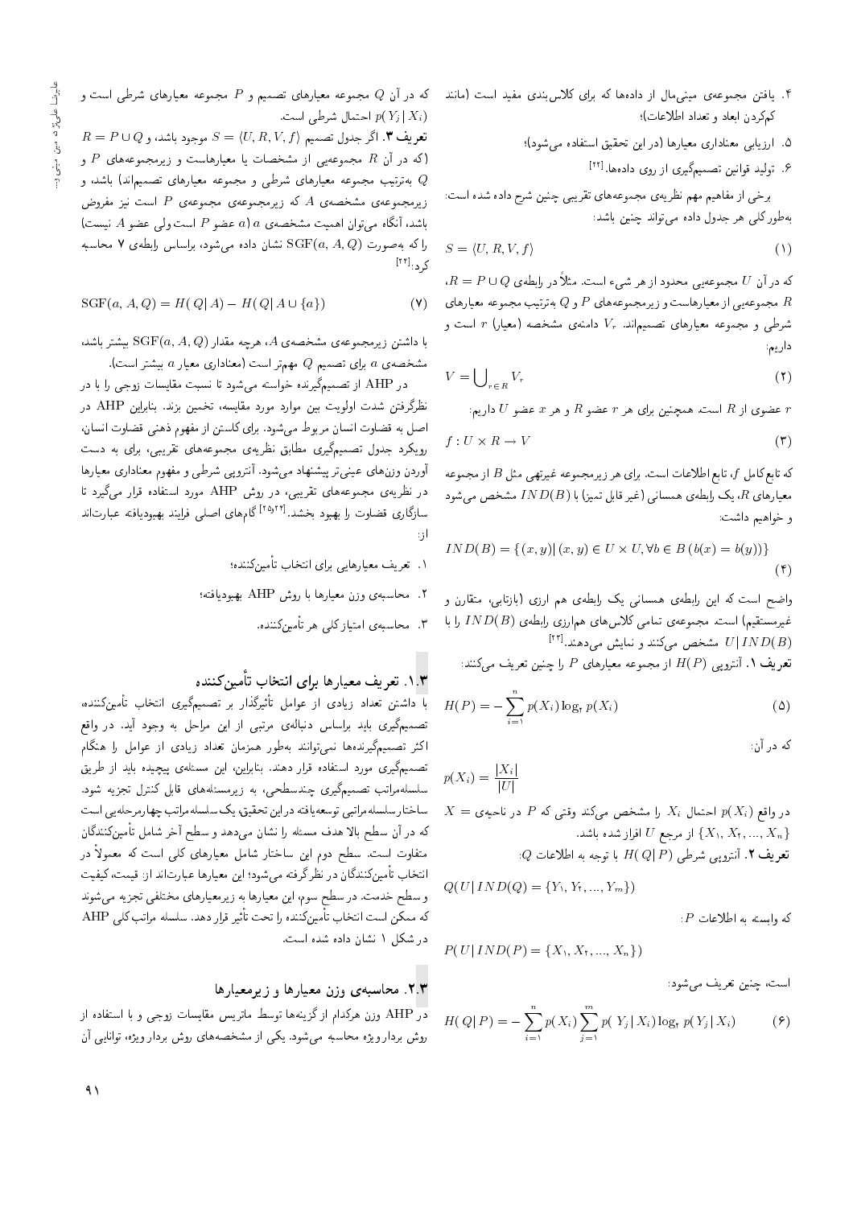۴. یافتن مجموعه‌ی مینی‌مال از داده‌ها که برای کلاس‌بندی مفید است (مانند کم‌کردن ابعاد و تعداد اطلاعات)؛

۵. ارزیابی معناداری معیارها (در این تحقیق استفاده می‌شود)؛

۶. تولید قوانین تصمیم‌گیری از روی داده‌ها.[22]

برخی از مفاهیم مهم نظریه‌ی مجموعه‌های تقریبی چنین شرح داده شده است: به‌طور کلی هر جدول داده می‌تواند چنین باشد:

$$S = \langle U, R, V, f \rangle \qquad (1)$$

که در آن $U$ مجموعه‌یی محدود از هر شیء است. مثلاً در رابطه‌ی $R = P \cup Q$، $R$ مجموعه‌یی از معیارهاست و زیرمجموعه‌های $P$ و $Q$ به‌ترتیب مجموعه معیارهای شرطی و مجموعه معیارهای تصمیم‌اند. $V_r$ دامنه‌ی مشخصه (معیار) $r$ است و داریم:

$$V = \bigcup_{r \in R} V_r \qquad (2)$$

$r$ عضوی از $R$ است. همچنین برای هر $r$ عضو $R$ و هر $x$ عضو $U$ داریم:

$$f : U \times R \rightarrow V \qquad (3)$$

که تابع کامل $f$، تابع اطلاعات است. برای هر زیرمجموعه غیرتهی مثل $B$ از مجموعه معیارهای $R$، یک رابطه‌ی همسانی (غیر قابل تمیز) با $IND(B)$ مشخص می‌شود و خواهیم داشت:

$$IND(B) = \{(x, y) | (x, y) \in U \times U, \forall b \in B\, (b(x) = b(y))\} \qquad (4)$$

واضح است که این رابطه‌ی همسانی یک رابطه‌ی هم ارزی (بازتابی، متقارن و غیرمستقیم) است. مجموعه‌ی تمامی کلاس‌های هم‌ارزی رابطه‌ی $IND(B)$ را با $U | IND(B)$ مشخص می‌کنند و نمایش می‌دهند.[23]

**تعریف ۱.** آنتروپی $H(P)$ از مجموعه معیارهای $P$ را چنین تعریف می‌کنند:

$$H(P) = -\sum_{i=1}^{n} p(X_i) \log_2 p(X_i) \qquad (5)$$

که در آن:

$$p(X_i) = \frac{|X_i|}{|U|}$$

در واقع $p(X_i)$ احتمال $X_i$ را مشخص می‌کند وقتی که $P$ در ناحیه‌ی $X = \{X_1, X_2, ..., X_n\}$ از مرجع $U$ افراز شده باشد.

**تعریف ۲.** آنتروپی شرطی $H(Q|P)$ با توجه به اطلاعات $Q$:

$$Q(U | IND(Q) = \{Y_1, Y_2, ..., Y_m\})$$

که وابسته به اطلاعات $P$:

$$P(U | IND(P) = \{X_1, X_2, ..., X_n\})$$

است، چنین تعریف می‌شود:

$$H(Q|P) = -\sum_{i=1}^{n} p(X_i) \sum_{j=1}^{m} p(Y_j | X_i) \log_2 p(Y_j | X_i) \qquad (6)$$

که در $Q$ مجموعه معیارهای تصمیم و $P$ مجموعه معیارهای شرطی است و $p(Y_j | X_i)$ احتمال شرطی است.

**تعریف ۳.** اگر جدول تصمیم $S = \langle U, R, V, f \rangle$ موجود باشد، و $R = P \cup Q$ (که در آن $R$ مجموعه‌یی از مشخصات یا معیارهاست و زیرمجموعه‌های $P$ و $Q$ به‌ترتیب مجموعه معیارهای شرطی و مجموعه معیارهای تصمیم‌اند) باشد، و زیرمجموعه‌ی مشخصه‌ی $A$ که زیرمجموعه‌ی مجموعه‌ی $P$ است نیز مفروض باشد، آنگاه می‌توان اهمیت مشخصه‌ی $a$ ($a$ عضو $P$ است ولی عضو $A$ نیست) را که به‌صورت $\mathrm{SGF}(a, A, Q)$ نشان داده می‌شود، براساس رابطه‌ی ۷ محاسبه کرد:[22]

$$\mathrm{SGF}(a, A, Q) = H(Q|A) - H(Q|A \cup \{a\}) \qquad (7)$$

با داشتن زیرمجموعه‌ی مشخصه‌ی $A$، هرچه مقدار $\mathrm{SGF}(a, A, Q)$ بیشتر باشد، مشخصه‌ی $a$ برای تصمیم $Q$ مهم‌تر است (معناداری معیار $a$ بیشتر است).

در AHP از تصمیم‌گیرنده خواسته می‌شود تا نسبت مقایسات زوجی را با در نظرگرفتن شدت اولویت بین موارد مورد مقایسه، تخمین بزند. بنابراین AHP در اصل به قضاوت انسان مربوط می‌شود. برای کاستن از مفهوم ذهنی قضاوت انسان، رویکرد جدول تصمیم‌گیری مطابق نظریه‌ی مجموعه‌های تقریبی، برای به دست آوردن وزن‌های عینی‌تر پیشنهاد می‌شود. آنتروپی شرطی و مفهوم معناداری معیارها در نظریه‌ی مجموعه‌های تقریبی، در روش AHP مورد استفاده قرار می‌گیرد تا سازگاری قضاوت را بهبود بخشد.[24و25] گام‌های اصلی فرایند بهبودیافته عبارت‌اند از:

۱. تعریف معیارهایی برای انتخاب تأمین‌کننده؛

۲. محاسبه‌ی وزن معیارها با روش AHP بهبودیافته؛

۳. محاسبه‌ی امتیاز کلی هر تأمین‌کننده.

## ۱.۳. تعریف معیارها برای انتخاب تأمین‌کننده

با داشتن تعداد زیادی از عوامل تأثیرگذار بر تصمیم‌گیری انتخاب تأمین‌کننده، تصمیم‌گیری باید براساس دنباله‌ی مرتبی از این مراحل به وجود آید. در واقع اکثر تصمیم‌گیرنده‌ها نمی‌توانند به‌طور همزمان تعداد زیادی از عوامل را هنگام تصمیم‌گیری مورد استفاده قرار دهند. بنابراین، این مسئله‌ی پیچیده باید از طریق سلسله‌مراتب تصمیم‌گیری چندسطحی، به زیرمسئله‌های قابل کنترل تجزیه شود. ساختار سلسله‌مراتبی توسعه‌یافته در این تحقیق، یک سلسله‌مراتب چهارمرحله‌یی است که در آن سطح بالا هدف مسئله را نشان می‌دهد و سطح آخر شامل تأمین‌کنندگان متفاوت است. سطح دوم این ساختار شامل معیارهای کلی است که معمولاً در انتخاب تأمین‌کنندگان در نظر گرفته می‌شود؛ این معیارها عبارت‌اند از: قیمت، کیفیت و سطح خدمت. در سطح سوم، این معیارها به زیرمعیارهای مختلفی تجزیه می‌شوند که ممکن است انتخاب تأمین‌کننده را تحت تأثیر قرار دهد. سلسله مراتب کلی AHP در شکل ۱ نشان داده شده است.

## ۲.۳. محاسبه‌ی وزن معیارها و زیرمعیارها

در AHP وزن هرکدام از گزینه‌ها توسط ماتریس مقایسات زوجی و با استفاده از روش بردار ویژه محاسبه می‌شود. یکی از مشخصه‌های روش بردار ویژه، توانایی آن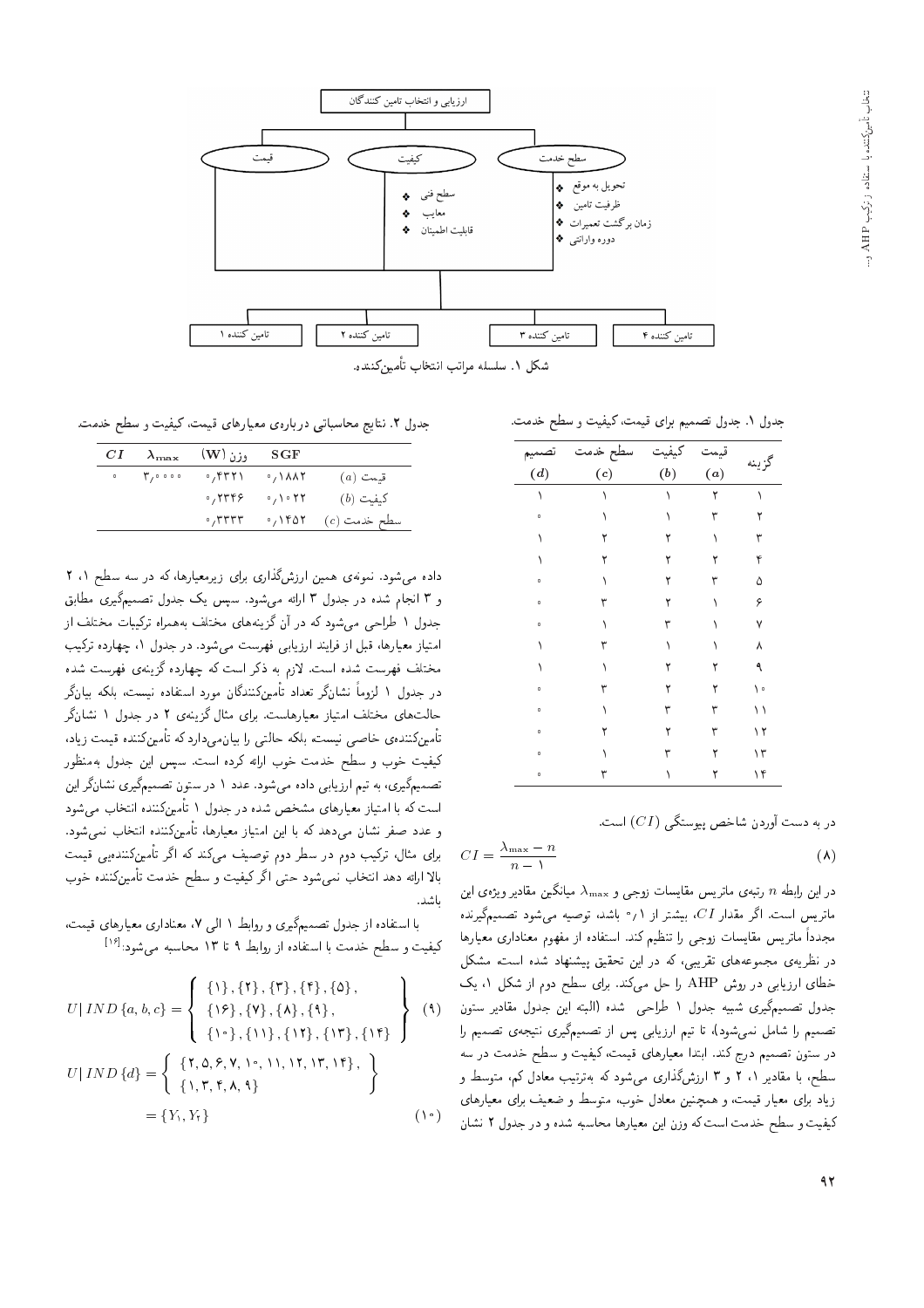ارزیابی و انتخاب تامین کنندگان

- قیمت
- کیفیت
  - سطح فنی
  - معایب
  - قابلیت اطمینان
- سطح خدمت
  - تحویل به موقع
  - ظرفیت تامین
  - زمان برگشت تعمیرات
  - دوره وارانتی

تامین کننده ۱ — تامین کننده ۲ — تامین کننده ۳ — تامین کننده ۴

شکل ۱. سلسله مراتب انتخاب تأمین‌کننده.

جدول ۱. جدول تصمیم برای قیمت، کیفیت و سطح خدمت.

| گزینه | قیمت ($a$) | کیفیت ($b$) | سطح خدمت ($c$) | تصمیم ($d$) |
|---|---|---|---|---|
| ۱ | ۲ | ۱ | ۱ | ۱ |
| ۲ | ۳ | ۱ | ۱ | ۰ |
| ۳ | ۱ | ۲ | ۲ | ۱ |
| ۴ | ۲ | ۲ | ۲ | ۱ |
| ۵ | ۳ | ۲ | ۱ | ۰ |
| ۶ | ۱ | ۲ | ۳ | ۰ |
| ۷ | ۱ | ۳ | ۱ | ۰ |
| ۸ | ۱ | ۱ | ۳ | ۱ |
| ۹ | ۲ | ۲ | ۱ | ۱ |
| ۱۰ | ۲ | ۲ | ۳ | ۰ |
| ۱۱ | ۳ | ۳ | ۱ | ۰ |
| ۱۲ | ۳ | ۲ | ۲ | ۰ |
| ۱۳ | ۲ | ۳ | ۱ | ۰ |
| ۱۴ | ۲ | ۱ | ۳ | ۰ |

در به دست آوردن شاخص پیوستگی ($CI$) است.

$$CI = \frac{\lambda_{\max} - n}{n - 1} \qquad (8)$$

در این رابطه $n$ رتبه‌ی ماتریس مقایسات زوجی و $\lambda_{\max}$ میانگین مقادیر ویژه‌ی این ماتریس است. اگر مقدار $CI$، بیشتر از ۰٫۱ باشد، توصیه می‌شود تصمیم‌گیرنده مجدداً ماتریس مقایسات زوجی را تنظیم کند. استفاده از مفهوم معناداری معیارها در نظریه‌ی مجموعه‌های تقریبی، که در این تحقیق پیشنهاد شده است، مشکل خطای ارزیابی در روش AHP را حل می‌کند. برای سطح دوم از شکل ۱، یک جدول تصمیم‌گیری شبیه جدول ۱ طراحی شده (البته این جدول مقادیر ستون تصمیم را شامل نمی‌شود)، تا تیم ارزیابی پس از تصمیم‌گیری نتیجه‌ی تصمیم را در ستون تصمیم درج کند. ابتدا معیارهای قیمت، کیفیت و سطح خدمت در سه سطح، با مقادیر ۱، ۲ و ۳ ارزش‌گذاری می‌شود که به‌ترتیب معادل کم، متوسط و زیاد برای معیار قیمت، و همچنین معادل خوب، متوسط و ضعیف برای معیارهای کیفیت و سطح خدمت است که وزن این معیارها محاسبه شده و در جدول ۲ نشان

جدول ۲. نتایج محاسباتی درباره‌ی معیارهای قیمت، کیفیت و سطح خدمت.

| | SGF | وزن (W) | $\lambda_{\max}$ | $CI$ |
|---|---|---|---|---|
| قیمت ($a$) | ۰٫۱۸۸۲ | ۰٫۴۳۲۱ | ۳٫۰۰۰۰ | ۰ |
| کیفیت ($b$) | ۰٫۱۰۲۲ | ۰٫۲۳۴۶ | | |
| سطح خدمت ($c$) | ۰٫۱۴۵۲ | ۰٫۳۳۳۳ | | |

داده می‌شود. نمونه‌ی همین ارزش‌گذاری برای زیرمعیارها، که در سه سطح ۱، ۲ و ۳ انجام شده در جدول ۳ ارائه می‌شود. سپس یک جدول تصمیم‌گیری مطابق جدول ۱ طراحی می‌شود که در آن گزینه‌های مختلف به‌همراه ترکیبات مختلف از امتیاز معیارها، قبل از فرایند ارزیابی فهرست می‌شود. در جدول ۱، چهارده ترکیب مختلف فهرست شده است. لازم به ذکر است که چهارده گزینه‌ی فهرست شده در جدول ۱ لزوماً نشان‌گر تعداد تأمین‌کنندگان مورد استفاده نیست، بلکه بیان‌گر حالت‌های مختلف امتیاز معیارهاست. برای مثال گزینه‌ی ۲ در جدول ۱ نشان‌گر تأمین‌کننده‌ی خاصی نیست، بلکه حالتی را بیان‌می‌دارد که تأمین‌کننده قیمت زیاد، کیفیت خوب و سطح خدمت خوب ارائه کرده است. سپس این جدول به‌منظور تصمیم‌گیری، به تیم ارزیابی داده می‌شود. عدد ۱ در ستون تصمیم‌گیری نشان‌گر این است که با امتیاز معیارهای مشخص شده در جدول ۱ تأمین‌کننده انتخاب می‌شود و عدد صفر نشان می‌دهد که با این امتیاز معیارها، تأمین‌کننده انتخاب نمی‌شود. برای مثال، ترکیب دوم در سطر دوم توصیف می‌کند که اگر تأمین‌کننده‌یی قیمت بالا ارائه دهد انتخاب نمی‌شود حتی اگر کیفیت و سطح خدمت تأمین‌کننده خوب باشد.

با استفاده از جدول تصمیم‌گیری و روابط ۱ الی ۷، معناداری معیارهای قیمت، کیفیت و سطح خدمت با استفاده از روابط ۹ تا ۱۳ محاسبه می‌شود:[16]

$$U|IND\{a,b,c\} = \left\{ \begin{array}{l} \{1\},\{2\},\{3\},\{4\},\{5\}, \\ \{6\},\{7\},\{8\},\{9\}, \\ \{10\},\{11\},\{12\},\{13\},\{14\} \end{array} \right\} \qquad (9)$$

$$U|IND\{d\} = \left\{ \begin{array}{l} \{2,5,6,7,10,11,12,13,14\}, \\ \{1,3,4,8,9\} \end{array} \right\} = \{Y_1, Y_2\} \qquad (10)$$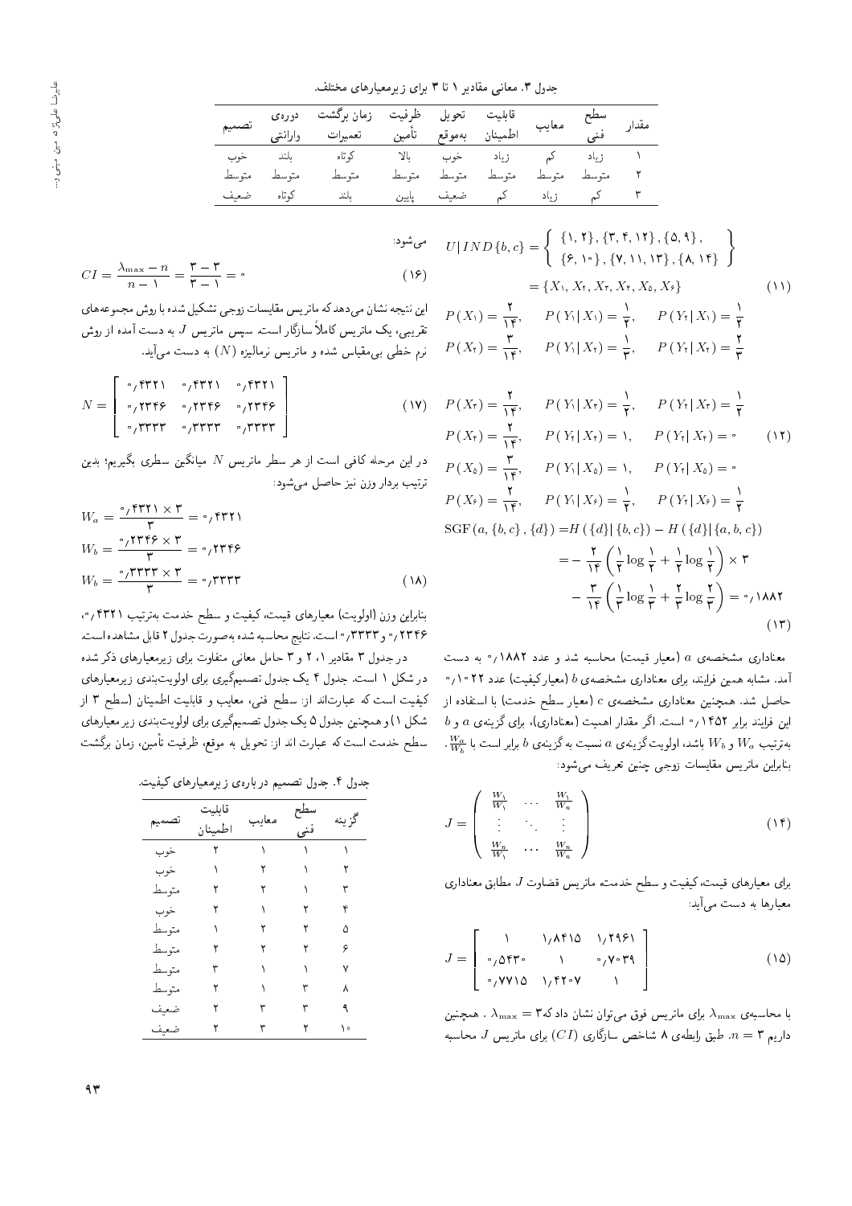جدول ۳. معانی مقادیر ۱ تا ۳ برای زیرمعیارهای مختلف.

| مقدار | سطح فنی | معایب | قابلیت اطمینان | تحویل به‌موقع | ظرفیت تأمین | زمان برگشت تعمیرات | دوره‌ی وارانتی | تصمیم |
|---|---|---|---|---|---|---|---|---|
| ۱ | زیاد | کم | زیاد | خوب | بالا | کوتاه | بلند | خوب |
| ۲ | متوسط | متوسط | متوسط | متوسط | متوسط | متوسط | متوسط | متوسط |
| ۳ | کم | زیاد | کم | ضعیف | پایین | بلند | کوتاه | ضعیف |

$$U|IND\{b,c\} = \left\{ \begin{array}{l} \{1,2\},\{3,4,12\},\{5,9\}, \\ \{6,10\},\{7,11,13\},\{8,14\} \end{array} \right\}$$
$$= \{X_1, X_2, X_3, X_4, X_5, X_6\} \quad (11)$$

$$P(X_1) = \frac{2}{14}, \quad P(Y_1|X_1) = \frac{1}{2}, \quad P(Y_2|X_1) = \frac{1}{2}$$
$$P(X_2) = \frac{3}{14}, \quad P(Y_1|X_2) = \frac{1}{3}, \quad P(Y_2|X_2) = \frac{2}{3}$$
$$P(X_3) = \frac{2}{14}, \quad P(Y_1|X_3) = \frac{1}{2}, \quad P(Y_2|X_3) = \frac{1}{2}$$
$$P(X_4) = \frac{2}{14}, \quad P(Y_1|X_4) = 1, \quad P(Y_2|X_4) = 0 \quad (12)$$
$$P(X_5) = \frac{3}{14}, \quad P(Y_1|X_5) = 1, \quad P(Y_2|X_5) = 0$$
$$P(X_6) = \frac{2}{14}, \quad P(Y_1|X_6) = \frac{1}{2}, \quad P(Y_2|X_6) = \frac{1}{2}$$

$$\mathrm{SGF}(a,\{b,c\},\{d\}) = H(\{d\}|\{b,c\}) - H(\{d\}|\{a,b,c\})$$
$$= -\frac{2}{14}\left(\frac{1}{2}\log\frac{1}{2} + \frac{1}{2}\log\frac{1}{2}\right)\times 3$$
$$- \frac{3}{14}\left(\frac{1}{3}\log\frac{1}{3} + \frac{2}{3}\log\frac{2}{3}\right) = 0{,}1882 \quad (13)$$

معناداری مشخصه‌ی $a$ (معیار قیمت) محاسبه شد و عدد ۰٫۱۸۸۲ به دست آمد. مشابه همین فرایند، برای معناداری مشخصه‌ی $b$ (معیار کیفیت) عدد ۰٫۱۰۲۲ حاصل شد. همچنین معناداری مشخصه‌ی $c$ (معیار سطح خدمت) با استفاده از این فرایند برابر ۰٫۱۴۵۲ است. اگر مقدار اهمیت (معناداری)، برای گزینه‌ی $a$ و $b$ به‌ترتیب $W_a$ و $W_b$ باشد، اولویت گزینه‌ی $a$ نسبت به گزینه‌ی $b$ برابر است با $\frac{W_a}{W_b}$. بنابراین ماتریس مقایسات زوجی چنین تعریف می‌شود:

$$J = \begin{pmatrix} \frac{W_1}{W_1} & \cdots & \frac{W_1}{W_n} \\ \vdots & \ddots & \vdots \\ \frac{W_n}{W_1} & \cdots & \frac{W_n}{W_n} \end{pmatrix} \quad (14)$$

برای معیارهای قیمت، کیفیت و سطح خدمت، ماتریس قضاوت $J$ مطابق معناداری معیارها به دست می‌آید:

$$J = \begin{bmatrix} 1 & 1{,}8415 & 1{,}2961 \\ 0{,}5430 & 1 & 0{,}7039 \\ 0{,}7715 & 1{,}4207 & 1 \end{bmatrix} \quad (15)$$

با محاسبه‌ی $\lambda_{\max}$ برای ماتریس فوق می‌توان نشان داد که $\lambda_{\max} = 3$. همچنین داریم $n = 3$. طبق رابطه‌ی ۸ شاخص سازگاری ($CI$) برای ماتریس $J$ محاسبه می‌شود:

$$CI = \frac{\lambda_{\max} - n}{n-1} = \frac{3-3}{3-1} = 0 \quad (16)$$

این نتیجه نشان می‌دهد که ماتریس مقایسات زوجی تشکیل شده با روش مجموعه‌های تقریبی، یک ماتریس کاملاً سازگار است. سپس ماتریس $J$ به دست آمده از روش نرم خطی بی‌مقیاس شده و ماتریس نرمالیزه ($N$) به دست می‌آید.

$$N = \begin{bmatrix} 0{,}4321 & 0{,}4321 & 0{,}4321 \\ 0{,}2346 & 0{,}2346 & 0{,}2346 \\ 0{,}3333 & 0{,}3333 & 0{,}3333 \end{bmatrix} \quad (17)$$

در این مرحله کافی است از هر سطر ماتریس $N$ میانگین سطری بگیریم؛ بدین ترتیب بردار وزن نیز حاصل می‌شود:

$$W_a = \frac{0{,}4321 \times 3}{3} = 0{,}4321$$
$$W_b = \frac{0{,}2346 \times 3}{3} = 0{,}2346$$
$$W_b = \frac{0{,}3333 \times 3}{3} = 0{,}3333 \quad (18)$$

بنابراین وزن (اولویت) معیارهای قیمت، کیفیت و سطح خدمت به‌ترتیب ۰٫۴۳۲۱، ۰٫۲۳۴۶ و ۰٫۳۳۳۳ است. نتایج محاسبه شده به‌صورت جدول ۲ قابل مشاهده است.

در جدول ۳ مقادیر ۱، ۲ و ۳ حامل معانی متفاوت برای زیرمعیارهای ذکر شده در شکل ۱ است. جدول ۴ یک جدول تصمیم‌گیری برای اولویت‌بندی زیرمعیارهای کیفیت است که عبارت‌اند از: سطح فنی، معایب و قابلیت اطمینان (سطح ۳ از شکل ۱) و همچنین جدول ۵ یک جدول تصمیم‌گیری برای اولویت‌بندی زیرمعیارهای سطح خدمت است که عبارت اند از: تحویل به موقع، ظرفیت تأمین، زمان برگشت

جدول ۴. جدول تصمیم در باره‌ی زیرمعیارهای کیفیت.

| گزینه | سطح فنی | معایب | قابلیت اطمینان | تصمیم |
|---|---|---|---|---|
| ۱ | ۱ | ۱ | ۲ | خوب |
| ۲ | ۱ | ۲ | ۱ | خوب |
| ۳ | ۱ | ۲ | ۲ | متوسط |
| ۴ | ۲ | ۱ | ۲ | خوب |
| ۵ | ۲ | ۲ | ۱ | متوسط |
| ۶ | ۲ | ۲ | ۲ | متوسط |
| ۷ | ۱ | ۱ | ۳ | متوسط |
| ۸ | ۳ | ۱ | ۲ | متوسط |
| ۹ | ۳ | ۳ | ۲ | ضعیف |
| ۱۰ | ۲ | ۳ | ۲ | ضعیف |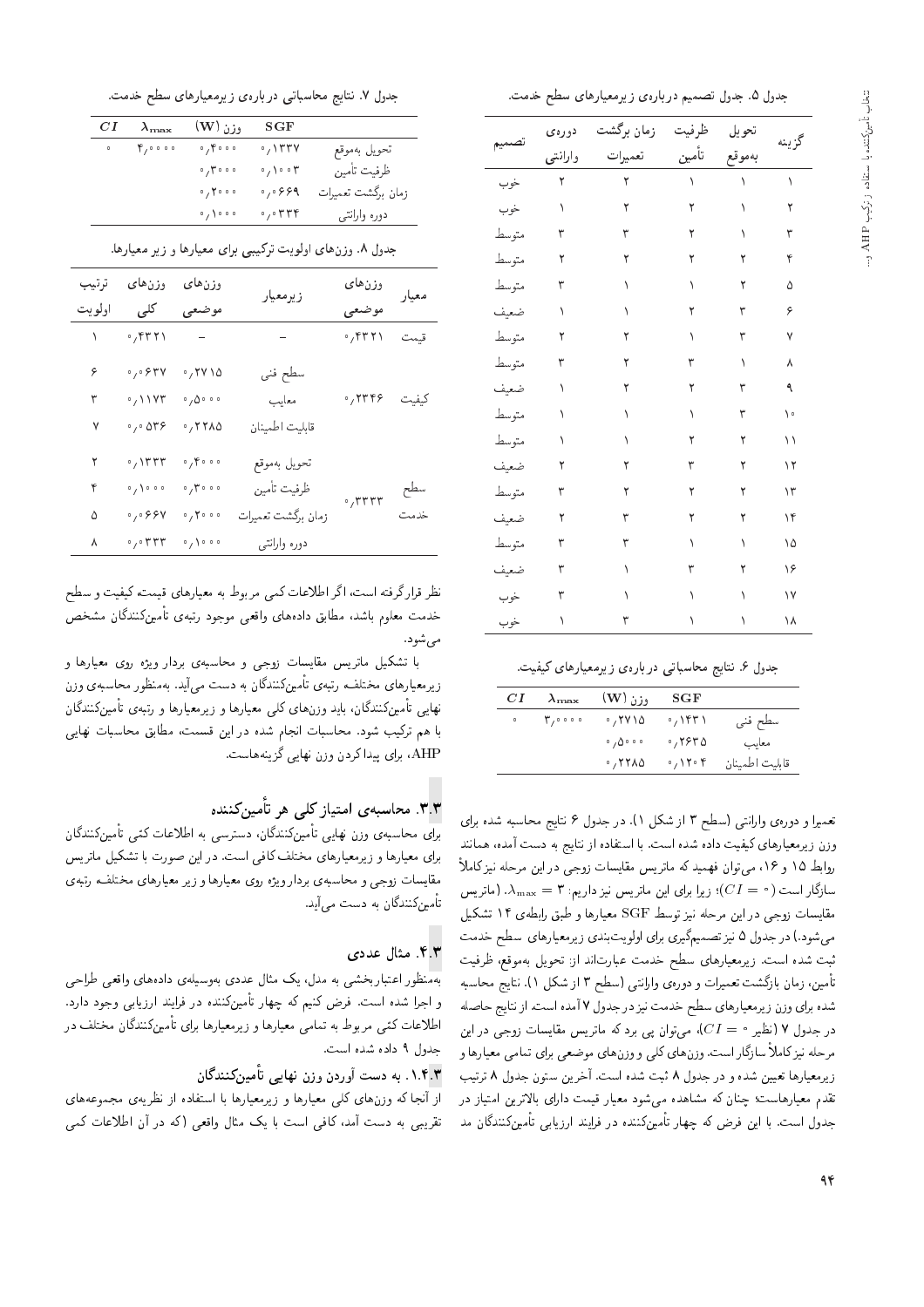جدول ۵. جدول تصمیم دربارهی زیرمعیارهای سطح خدمت.

| گزینه | تحویل بهموقع | ظرفیت تأمین | زمان برگشت تعمیرات | دورهی وارانتی | تصمیم |
|---|---|---|---|---|---|
| ۱ | ۱ | ۱ | ۲ | ۲ | خوب |
| ۲ | ۱ | ۲ | ۲ | ۱ | خوب |
| ۳ | ۱ | ۲ | ۳ | ۳ | متوسط |
| ۴ | ۲ | ۲ | ۲ | ۲ | متوسط |
| ۵ | ۲ | ۱ | ۱ | ۳ | متوسط |
| ۶ | ۳ | ۲ | ۱ | ۱ | ضعیف |
| ۷ | ۳ | ۱ | ۲ | ۲ | متوسط |
| ۸ | ۱ | ۳ | ۲ | ۳ | متوسط |
| ۹ | ۳ | ۲ | ۲ | ۱ | ضعیف |
| ۱۰ | ۳ | ۱ | ۱ | ۱ | متوسط |
| ۱۱ | ۲ | ۲ | ۱ | ۱ | متوسط |
| ۱۲ | ۲ | ۳ | ۲ | ۲ | ضعیف |
| ۱۳ | ۲ | ۲ | ۲ | ۳ | متوسط |
| ۱۴ | ۲ | ۲ | ۳ | ۲ | ضعیف |
| ۱۵ | ۱ | ۱ | ۳ | ۳ | متوسط |
| ۱۶ | ۲ | ۳ | ۱ | ۳ | ضعیف |
| ۱۷ | ۱ | ۱ | ۱ | ۳ | خوب |
| ۱۸ | ۱ | ۱ | ۳ | ۱ | خوب |

جدول ۶. نتایج محاسباتی دربارهی زیرمعیارهای کیفیت.

| | SGF | وزن $(\mathbf{W})$ | $\lambda_{\max}$ | $CI$ |
|---|---|---|---|---|
| سطح فنی | ۰٫۱۴۳۱ | ۰٫۲۷۱۵ | ۳٫۰۰۰۰ | ۰ |
| معایب | ۰٫۲۶۳۵ | ۰٫۵۰۰۰ | | |
| قابلیت اطمینان | ۰٫۱۲۰۴ | ۰٫۲۲۸۵ | | |

تعمیرا و دورهی وارانتی (سطح ۳ از شکل ۱). در جدول ۶ نتایج محاسبه شده برای وزن زیرمعیارهای کیفیت داده شده است. با استفاده از نتایج به دست آمده، همانند روابط ۱۵ و ۱۶، میتوان فهمید که ماتریس مقایسات زوجی در این مرحله نیز کاملاً سازگار است ($CI = 0$)؛ زیرا برای این ماتریس نیز داریم: $\lambda_{\max} = 3$. (ماتریس مقایسات زوجی در این مرحله نیز توسط SGF معیارها و طبق رابطهی ۱۴ تشکیل میشود.) در جدول ۵ نیز تصمیمگیری برای اولویتبندی زیرمعیارهای سطح خدمت ثبت شده است. زیرمعیارهای سطح خدمت عبارتاند از: تحویل بهموقع، ظرفیت تأمین، زمان بازگشت تعمیرات و دورهی وارانتی (سطح ۳ از شکل ۱). نتایج محاسبه شده برای وزن زیرمعیارهای سطح خدمت نیز در جدول ۷ آمده است. از نتایج حاصله در جدول ۷ (نظیر $CI = 0$)، میتوان پی برد که ماتریس مقایسات زوجی در این مرحله نیز کاملاً سازگار است. وزنهای کلی و وزنهای موضعی برای تمامی معیارها و زیرمعیارها تعیین شده و در جدول ۸ ثبت شده است. آخرین ستون جدول ۸ ترتیب تقدم معیارهاست؛ چنان که مشاهده میشود معیار قیمت دارای بالاترین امتیاز در جدول است. با این فرض که چهار تأمینکننده در فرایند ارزیابی تأمینکنندگان مد

جدول ۷. نتایج محاسباتی دربارهی زیرمعیارهای سطح خدمت.

| | SGF | وزن $(\mathbf{W})$ | $\lambda_{\max}$ | $CI$ |
|---|---|---|---|---|
| تحویل بهموقع | ۰٫۱۳۳۷ | ۰٫۴۰۰۰ | ۴٫۰۰۰۰ | ۰ |
| ظرفیت تأمین | ۰٫۱۰۰۳ | ۰٫۳۰۰۰ | | |
| زمان برگشت تعمیرات | ۰٫۰۶۶۹ | ۰٫۲۰۰۰ | | |
| دوره وارانتی | ۰٫۰۳۳۴ | ۰٫۱۰۰۰ | | |

جدول ۸. وزنهای اولویت ترکیبی برای معیارها و زیر معیارها.

| معیار | وزنهای موضعی | زیرمعیار | وزنهای موضعی | وزنهای کلی | ترتیب اولویت |
|---|---|---|---|---|---|
| قیمت | ۰٫۴۳۲۱ | – | – | ۰٫۴۳۲۱ | ۱ |
| کیفیت | ۰٫۲۳۴۶ | سطح فنی | ۰٫۲۷۱۵ | ۰٫۰۶۳۷ | ۶ |
| | | معایب | ۰٫۵۰۰۰ | ۰٫۱۱۷۳ | ۳ |
| | | قابلیت اطمینان | ۰٫۲۲۸۵ | ۰٫۰۵۳۶ | ۷ |
| سطح خدمت | ۰٫۳۳۳۳ | تحویل بهموقع | ۰٫۴۰۰۰ | ۰٫۱۳۳۳ | ۲ |
| | | ظرفیت تأمین | ۰٫۳۰۰۰ | ۰٫۱۰۰۰ | ۴ |
| | | زمان برگشت تعمیرات | ۰٫۲۰۰۰ | ۰٫۰۶۶۷ | ۵ |
| | | دوره وارانتی | ۰٫۱۰۰۰ | ۰٫۰۳۳۳ | ۸ |

نظر قرارگرفته است، اگر اطلاعات کمی مربوط به معیارهای قیمت، کیفیت و سطح خدمت معلوم باشد، مطابق دادههای واقعی موجود رتبهی تأمینکنندگان مشخص میشود.

با تشکیل ماتریس مقایسات زوجی و محاسبهی بردار ویژه روی معیارها و زیرمعیارهای مختلف رتبهی تأمینکنندگان به دست میآید. بهمنظور محاسبهی وزن نهایی تأمینکنندگان، باید وزنهای کلی معیارها و زیرمعیارها و رتبهی تأمینکنندگان با هم ترکیب شود. محاسبات انجام شده در این قسمت، مطابق محاسبات نهایی AHP، برای پیدا کردن وزن نهایی گزینههاست.

## ۳.۳. محاسبهی امتیاز کلی هر تأمینکننده

برای محاسبهی وزن نهایی تأمینکنندگان، دسترسی به اطلاعات کمّی تأمینکنندگان برای معیارها و زیرمعیارهای مختلف کافی است. در این صورت با تشکیل ماتریس مقایسات زوجی و محاسبهی بردار ویژه روی معیارها و زیر معیارهای مختلف رتبهی تأمینکنندگان به دست میآید.

## ۴.۳. مثال عددی

بهمنظور اعتباربخشی به مدل، یک مثال عددی بهوسیلهی دادههای واقعی طراحی و اجرا شده است. فرض کنیم که چهار تأمینکننده در فرایند ارزیابی وجود دارد. اطلاعات کمّی مربوط به تمامی معیارها و زیرمعیارها برای تأمینکنندگان مختلف در جدول ۹ داده شده است.

### ۱.۴.۳. به دست آوردن وزن نهایی تأمینکنندگان

از آنجا که وزنهای کلی معیارها و زیرمعیارها با استفاده از نظریهی مجموعههای تقریبی به دست آمد، کافی است با یک مثال واقعی (که در آن اطلاعات کمی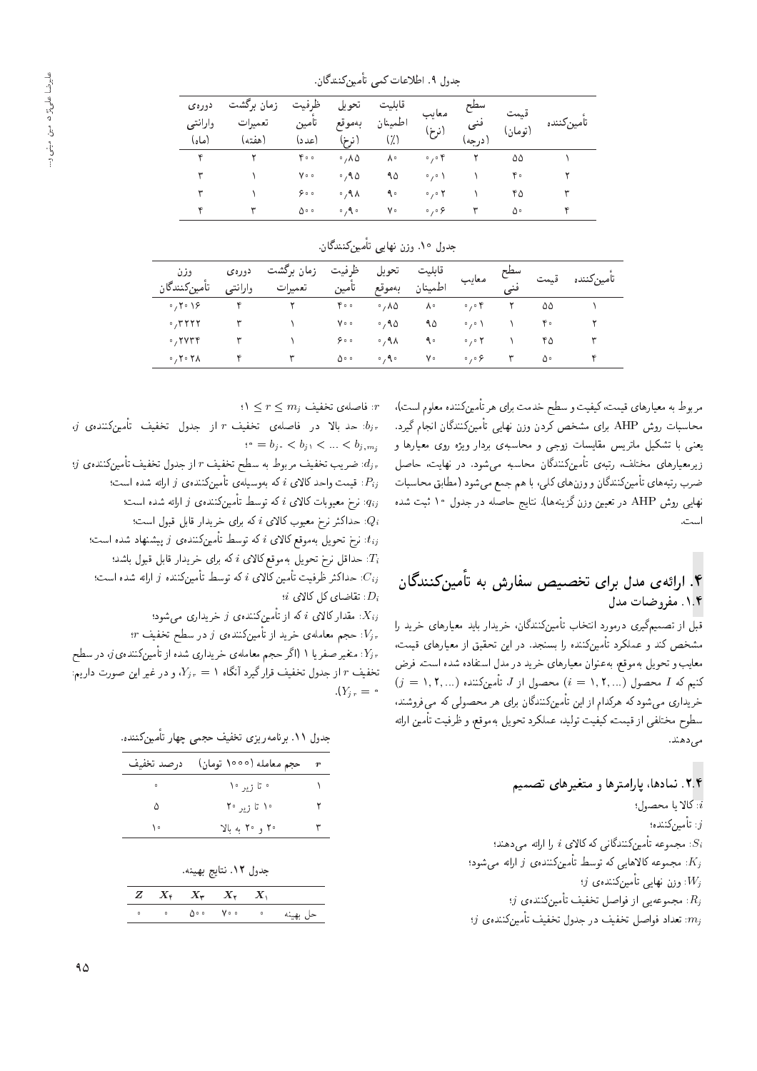جدول ۹. اطلاعات کمی تأمین‌کنندگان.

| تأمین‌کننده | قیمت (تومان) | سطح فنی (درجه) | معایب (نرخ) | قابلیت اطمینان (٪) | تحویل به‌موقع (نرخ) | ظرفیت تأمین (عدد) | زمان برگشت تعمیرات (هفته) | دوره‌ی وارانتی (ماه) |
|---|---|---|---|---|---|---|---|---|
| ۱ | ۵۵ | ۲ | ۰٫۰۴ | ۸۰ | ۰٫۸۵ | ۴۰۰ | ۲ | ۴ |
| ۲ | ۴۰ | ۱ | ۰٫۰۱ | ۹۵ | ۰٫۹۵ | ۷۰۰ | ۱ | ۳ |
| ۳ | ۴۵ | ۱ | ۰٫۰۲ | ۹۰ | ۰٫۹۸ | ۶۰۰ | ۱ | ۳ |
| ۴ | ۵۰ | ۳ | ۰٫۰۶ | ۷۰ | ۰٫۹۰ | ۵۰۰ | ۳ | ۴ |

جدول ۱۰. وزن نهایی تأمین‌کنندگان.

| تأمین‌کننده | قیمت | سطح فنی | معایب | قابلیت اطمینان | تحویل به‌موقع | ظرفیت تأمین | زمان برگشت تعمیرات | دوره‌ی وارانتی | وزن تأمین‌کنندگان |
|---|---|---|---|---|---|---|---|---|---|
| ۱ | ۵۵ | ۲ | ۰٫۰۴ | ۸۰ | ۰٫۸۵ | ۴۰۰ | ۲ | ۴ | ۰٫۲۰۱۶ |
| ۲ | ۴۰ | ۱ | ۰٫۰۱ | ۹۵ | ۰٫۹۵ | ۷۰۰ | ۱ | ۳ | ۰٫۳۲۲۲ |
| ۳ | ۴۵ | ۱ | ۰٫۰۲ | ۹۰ | ۰٫۹۸ | ۶۰۰ | ۱ | ۳ | ۰٫۲۷۳۴ |
| ۴ | ۵۰ | ۳ | ۰٫۰۶ | ۷۰ | ۰٫۹۰ | ۵۰۰ | ۳ | ۴ | ۰٫۲۰۲۸ |

مربوط به معیارهای قیمت، کیفیت و سطح خدمت برای هر تأمین‌کننده معلوم است)، محاسبات روش AHP برای مشخص کردن وزن نهایی تأمین‌کنندگان انجام گیرد. یعنی با تشکیل ماتریس مقایسات زوجی و محاسبه‌ی بردار ویژه روی معیارها و زیرمعیارهای مختلف، رتبه‌ی تأمین‌کنندگان محاسبه می‌شود. در نهایت، حاصل ضرب رتبه‌های تأمین‌کنندگان و وزن‌های کلی، با هم جمع می‌شود (مطابق محاسبات نهایی روش AHP در تعیین وزن گزینه‌ها). نتایج حاصله در جدول ۱۰ ثبت شده است.

## ۴. ارائه‌ی مدل برای تخصیص سفارش به تأمین‌کنندگان

### ۱.۴. مفروضات مدل

قبل از تصمیم‌گیری درمورد انتخاب تأمین‌کنندگان، خریدار باید معیارهای خرید را مشخص کند و عملکرد تأمین‌کننده را بسنجد. در این تحقیق از معیارهای قیمت، معایب و تحویل به‌موقع، به‌عنوان معیارهای خرید در مدل استفاده شده است. فرض کنیم که $I$ محصول $(i = 1, 2, \ldots)$ از $J$ تأمین‌کننده $(j = 1, 2, \ldots)$ خریداری می‌شود که هرکدام از این تأمین‌کنندگان برای هر محصولی که می‌فروشند، سطوح مختلفی از قیمت، کیفیت تولید، عملکرد تحویل به‌موقع، و ظرفیت تأمین ارائه می‌دهند.

### ۲.۴. نمادها، پارامترها و متغیرهای تصمیم

$i$: کالا یا محصول؛

$j$: تأمین‌کننده؛

$S_i$: مجموعه تأمین‌کنندگانی که کالای $i$ را ارائه می‌دهند؛

$K_j$: مجموعه کالاهایی که توسط تأمین‌کننده‌ی $j$ ارائه می‌شود؛

$W_j$: وزن نهایی تأمین‌کننده‌ی $j$؛

$R_j$: مجموعه‌یی از فواصل تخفیف تأمین‌کننده‌ی $j$؛

$m_j$: تعداد فواصل تخفیف در جدول تخفیف تأمین‌کننده‌ی $j$؛

$r$: فاصله‌ی تخفیف $1 \leq r \leq m_j$؛

$b_{jr}$: حد بالا در فاصله‌ی تخفیف $r$ از جدول تخفیف تأمین‌کننده‌ی $j$، $0 = b_{j0} < b_{j1} < \ldots < b_{j,m_j}$؛

$d_{jr}$: ضریب تخفیف مربوط به سطح تخفیف $r$ از جدول تخفیف تأمین‌کننده‌ی $j$؛

$P_{ij}$: قیمت واحد کالای $i$ که به‌وسیله‌ی تأمین‌کننده‌ی $j$ ارائه شده است؛

$q_{ij}$: نرخ معیوبات کالای $i$ که توسط تأمین‌کننده‌ی $j$ ارائه شده است؛

$Q_i$: حداکثر نرخ معیوب کالای $i$ که برای خریدار قابل قبول است؛

$t_{ij}$: نرخ تحویل به‌موقع کالای $i$ که توسط تأمین‌کننده‌ی $j$ پیشنهاد شده است؛

$T_i$: حداقل نرخ تحویل به‌موقع کالای $i$ که برای خریدار قابل قبول باشد؛

$C_{ij}$: حداکثر ظرفیت تأمین کالای $i$ که توسط تأمین‌کننده $j$ ارائه شده است؛

$D_i$: تقاضای کل کالای $i$؛

$X_{ij}$: مقدار کالای $i$ که از تأمین‌کننده‌ی $j$ خریداری می‌شود؛

$V_{jr}$: حجم معامله‌ی خرید از تأمین‌کننده‌ی $j$ در سطح تخفیف $r$؛

$Y_{jr}$: متغیر صفر یا ۱ (اگر حجم معامله‌ی خریداری شده از تأمین‌کننده‌ی $j$، در سطح تخفیف $r$ از جدول تخفیف قرار گیرد آنگاه $Y_{jr} = 1$، و در غیر این صورت داریم: $Y_{jr} = 0$).

جدول ۱۱. برنامه‌ریزی تخفیف حجمی چهار تأمین‌کننده.

| $r$ | حجم معامله (۱۰۰۰ تومان) | درصد تخفیف |
|---|---|---|
| ۱ | ۰ تا زیر ۱۰ | ۰ |
| ۲ | ۱۰ تا زیر ۲۰ | ۵ |
| ۳ | ۲۰ و ۲۰ به بالا | ۱۰ |

جدول ۱۲. نتایج بهینه.

| | $X_1$ | $X_2$ | $X_3$ | $X_4$ | $Z$ |
|---|---|---|---|---|---|
| حل بهینه | ۰ | ۷۰۰ | ۵۰۰ | ۰ | ۰ |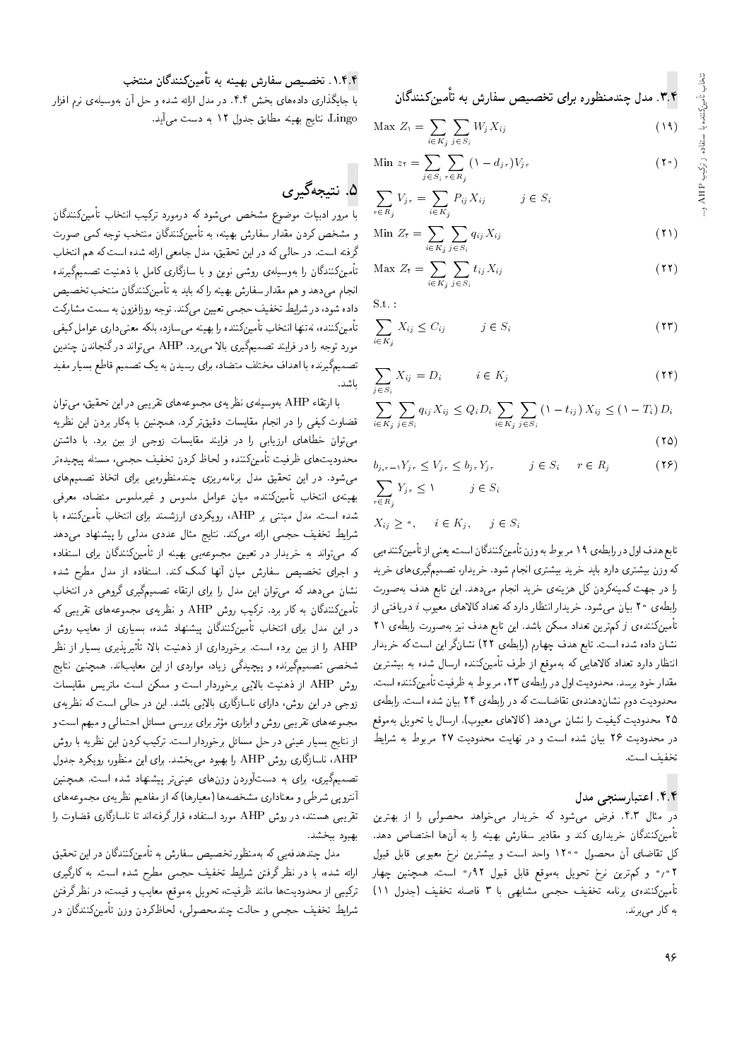### ۳.۴. مدل چندمنظوره برای تخصیص سفارش به تأمین‌کنندگان

$$\text{Max } Z_1 = \sum_{i \in K_j} \sum_{j \in S_i} W_j X_{ij} \tag{19}$$

$$\text{Min } z_2 = \sum_{j \in S_i} \sum_{r \in R_j} (1 - d_{jr}) V_{jr} \tag{20}$$

$$\sum_{r \in R_j} V_{jr} = \sum_{i \in K_j} P_{ij} X_{ij} \qquad j \in S_i$$

$$\text{Min } Z_3 = \sum_{i \in K_j} \sum_{j \in S_i} q_{ij} X_{ij} \tag{21}$$

$$\text{Max } Z_4 = \sum_{i \in K_j} \sum_{j \in S_i} t_{ij} X_{ij} \tag{22}$$

S.t. :

$$\sum_{i \in K_j} X_{ij} \leq C_{ij} \qquad j \in S_i \tag{23}$$

$$\sum_{j \in S_i} X_{ij} = D_i \qquad i \in K_j \tag{24}$$

$$\sum_{i \in K_j} \sum_{j \in S_i} q_{ij} X_{ij} \leq Q_i D_i \sum_{i \in K_j} \sum_{j \in S_i} (1 - t_{ij}) X_{ij} \leq (1 - T_i) D_i \tag{25}$$

$$b_{j,r-1} Y_{jr} \leq V_{jr} \leq b_{jr} Y_{jr} \qquad j \in S_i \quad r \in R_j \tag{26}$$

$$\sum_{r \in R_j} Y_{jr} \leq 1 \qquad j \in S_i$$

$$X_{ij} \geq 0, \quad i \in K_j, \quad j \in S_i$$

تابع هدف اول در رابطه‌ی ۱۹ مربوط به وزن تأمین‌کنندگان است؛ یعنی از تأمین‌کننده‌یی که وزن بیشتری دارد باید خرید بیشتری انجام شود. خریدار، تصمیم‌گیری‌های خرید را در جهت کمینه‌کردن کل هزینه‌ی خرید انجام می‌دهد. این تابع هدف به‌صورت رابطه‌ی ۲۰ بیان می‌شود. خریدار انتظار دارد که تعداد کالاهای معیوب $i$ دریافتی از تأمین‌کننده‌ی $j$ کم‌ترین تعداد ممکن باشد. این تابع هدف نیز به‌صورت رابطه‌ی ۲۱ نشان داده شده است. تابع هدف چهارم (رابطه‌ی ۲۲) نشان‌گر این است که خریدار انتظار دارد تعداد کالاهایی که به‌موقع از طرف تأمین‌کننده ارسال شده به بیشترین مقدار خود برسد. محدودیت اول در رابطه‌ی ۲۳، مربوط به ظرفیت تأمین‌کننده است. محدودیت دوم نشان‌دهنده‌ی تقاضاست که در رابطه‌ی ۲۴ بیان شده است. رابطه‌ی ۲۵ محدودیت کیفیت را نشان می‌دهد (کالاهای معیوب). ارسال یا تحویل به‌موقع در محدودیت ۲۶ بیان شده است و در نهایت محدودیت ۲۷ مربوط به شرایط تخفیف است.

### ۴.۴. اعتبارسنجی مدل

در مثال ۳.۴، فرض می‌شود که خریدار می‌خواهد محصولی را از بهترین تأمین‌کنندگان خریداری کند و مقادیر سفارش بهینه را به آن‌ها اختصاص دهد. کل تقاضای آن محصول ۱۲۰۰ واحد است و بیشترین نرخ معیوبی قابل قبول ۰٫۰۲ و کم‌ترین نرخ تحویل به‌موقع قابل قبول ۰٫۹۲ است. همچنین چهار تأمین‌کننده‌ی برنامه تخفیف حجمی مشابهی با ۳ فاصله تخفیف (جدول ۱۱) به کار می‌برند.

#### ۱.۴.۴. تخصیص سفارش بهینه به تأمین‌کنندگان منتخب

با جایگذاری داده‌های بخش ۴.۴. در مدل ارائه شده و حل آن به‌وسیله‌ی نرم افزار Lingo، نتایج بهینه مطابق جدول ۱۲ به دست می‌آید.

## ۵. نتیجه‌گیری

با مرور ادبیات موضوع مشخص می‌شود که درمورد ترکیب انتخاب تأمین‌کنندگان و مشخص کردن مقدار سفارش بهینه، به تأمین‌کنندگان منتخب توجه کمی صورت گرفته است. در حالی که در این تحقیق، مدل جامعی ارائه شده است که هم انتخاب تأمین‌کنندگان را به‌وسیله‌ی روشی نوین و با سازگاری کامل با ذهنیت تصمیم‌گیرنده انجام می‌دهد و هم مقدار سفارش بهینه را که باید به تأمین‌کنندگان منتخب تخصیص داده شود، در شرایط تخفیف حجمی تعیین می‌کند. توجه روزافزون به سمت مشارکت تأمین‌کننده، نه‌تنها انتخاب تأمین‌کننده را بهینه می‌سازد، بلکه معنی‌داری عوامل کیفی مورد توجه را در فرایند تصمیم‌گیری بالا می‌برد. AHP می‌تواند در گنجاندن چندین تصمیم‌گیرنده با اهداف مختلف متضاد، برای رسیدن به یک تصمیم قاطع بسیار مفید باشد.

با ارتقاء AHP به‌وسیله‌ی نظریه‌ی مجموعه‌های تقریبی در این تحقیق، می‌توان قضاوت کیفی را در انجام مقایسات دقیق‌تر کرد. همچنین با به‌کار بردن این نظریه می‌توان خطاهای ارزیابی را در فرایند مقایسات زوجی از بین برد. با داشتن محدودیت‌های ظرفیت تأمین‌کننده و لحاظ کردن تخفیف حجمی، مسئله پیچیده‌تر می‌شود. در این تحقیق مدل برنامه‌ریزی چندمنظوره‌یی برای اتخاذ تصمیم‌های بهینه‌ی انتخاب تأمین‌کننده، میان عوامل ملموس و غیرملموس متضاد، معرفی شده است. مدل مبتنی بر AHP، رویکردی ارزشمند برای انتخاب تأمین‌کننده با شرایط تخفیف حجمی ارائه می‌کند. نتایج مثال عددی مدلی را پیشنهاد می‌دهد که می‌تواند به خریدار در تعیین مجموعه‌یی بهینه از تأمین‌کنندگان برای استفاده و اجرای تخصیص سفارش میان آنها کمک کند. استفاده از مدل مطرح شده نشان می‌دهد که می‌توان این مدل را برای ارتقاء تصمیم‌گیری گروهی در انتخاب تأمین‌کنندگان به کار برد. ترکیب روش AHP و نظریه‌ی مجموعه‌های تقریبی که در این مدل برای انتخاب تأمین‌کنندگان پیشنهاد شده، بسیاری از معایب روش AHP را از بین برده است. برخورداری از ذهنیت بالا، تأثیرپذیری بسیار از نظر شخصی تصمیم‌گیرنده و پیچیدگی زیاد، مواردی از این معایب‌اند. همچنین نتایج روش AHP از ذهنیت بالایی برخوردار است و ممکن است ماتریس مقایسات زوجی در این روش، دارای ناسازگاری بالایی باشد. این در حالی است که نظریه‌ی مجموعه‌های تقریبی روش و ابزاری مؤثر برای بررسی مسائل احتمالی و مبهم است و از نتایج بسیار عینی در حل مسائل برخوردار است. ترکیب کردن این نظریه با روش AHP، ناسازگاری روش AHP را بهبود می‌بخشد. برای این منظور، رویکرد جدول تصمیم‌گیری، برای به دست‌آوردن وزن‌های عینی‌تر پیشنهاد شده است. همچنین آنتروپی شرطی و معناداری مشخصه‌ها (معیارها) که از مفاهیم نظریه‌ی مجموعه‌های تقریبی هستند، در روش AHP مورد استفاده قرار گرفته‌اند تا ناسازگاری قضاوت را بهبود بخشند.

مدل چندهدفه‌یی که به‌منظور تخصیص سفارش به تأمین‌کنندگان در این تحقیق ارائه شده، با در نظر گرفتن شرایط تخفیف حجمی مطرح شده است. به کارگیری ترکیبی از محدودیت‌ها مانند ظرفیت، تحویل به‌موقع، معایب و قیمت، در نظر گرفتن شرایط تخفیف حجمی و حالت چندمحصولی، لحاظ‌کردن وزن تأمین‌کنندگان در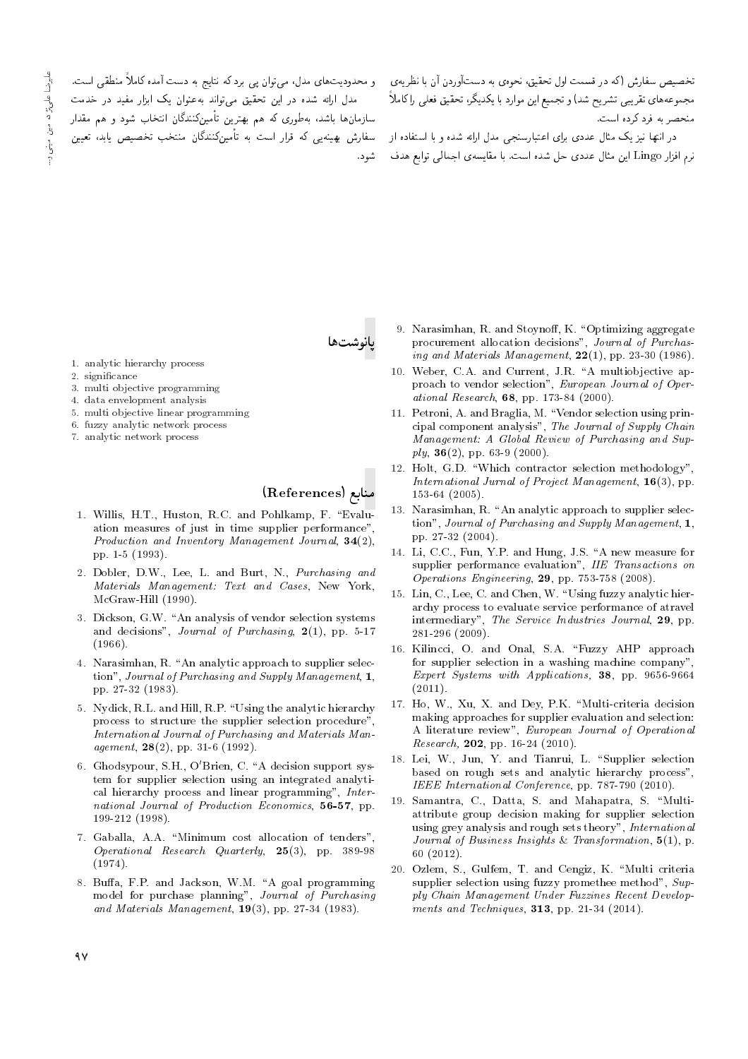تخصیص سفارش (که در قسمت اول تحقیق، نحوه‌ی به دست‌آوردن آن با نظریه‌ی مجموعه‌های تقریبی تشریح شد) و تجمیع این موارد با یکدیگر، تحقیق فعلی را کاملاً منحصر به فرد کرده است.

در انتها نیز یک مثال عددی برای اعتبارسنجی مدل ارائه شده و با استفاده از نرم افزار Lingo این مثال عددی حل شده است. با مقایسه‌ی اجمالی توابع هدف و محدودیت‌های مدل، می‌توان پی برد که نتایج به دست آمده کاملاً منطقی است.

مدل ارائه شده در این تحقیق می‌تواند به‌عنوان یک ابزار مفید در خدمت سازمان‌ها باشد، به‌طوری که هم بهترین تأمین‌کنندگان انتخاب شود و هم مقدار سفارش بهینه‌یی که قرار است به تأمین‌کنندگان منتخب تخصیص یابد، تعیین شود.

## پانوشت‌ها

1. analytic hierarchy process
2. significance
3. multi objective programming
4. data envelopment analysis
5. multi objective linear programming
6. fuzzy analytic network process
7. analytic network process

## منابع (References)

1. Willis, H.T., Huston, R.C. and Pohlkamp, F. "Evaluation measures of just in time supplier performance", *Production and Inventory Management Journal*, **34**(2), pp. 1-5 (1993).
2. Dobler, D.W., Lee, L. and Burt, N., *Purchasing and Materials Management: Text and Cases*, New York, McGraw-Hill (1990).
3. Dickson, G.W. "An analysis of vendor selection systems and decisions", *Journal of Purchasing*, **2**(1), pp. 5-17 (1966).
4. Narasimhan, R. "An analytic approach to supplier selection", *Journal of Purchasing and Supply Management*, **1**, pp. 27-32 (1983).
5. Nydick, R.L. and Hill, R.P. "Using the analytic hierarchy process to structure the supplier selection procedure", *International Journal of Purchasing and Materials Management*, **28**(2), pp. 31-6 (1992).
6. Ghodsypour, S.H., O'Brien, C. "A decision support system for supplier selection using an integrated analytical hierarchy process and linear programming", *International Journal of Production Economics*, **56-57**, pp. 199-212 (1998).
7. Gaballa, A.A. "Minimum cost allocation of tenders", *Operational Research Quarterly*, **25**(3), pp. 389-98 (1974).
8. Buffa, F.P. and Jackson, W.M. "A goal programming model for purchase planning", *Journal of Purchasing and Materials Management*, **19**(3), pp. 27-34 (1983).
9. Narasimhan, R. and Stoynoff, K. "Optimizing aggregate procurement allocation decisions", *Journal of Purchasing and Materials Management*, **22**(1), pp. 23-30 (1986).
10. Weber, C.A. and Current, J.R. "A multiobjective approach to vendor selection", *European Journal of Operational Research*, **68**, pp. 173-84 (2000).
11. Petroni, A. and Braglia, M. "Vendor selection using principal component analysis", *The Journal of Supply Chain Management: A Global Review of Purchasing and Supply*, **36**(2), pp. 63-9 (2000).
12. Holt, G.D. "Which contractor selection methodology", *International Jurnal of Project Management*, **16**(3), pp. 153-64 (2005).
13. Narasimhan, R. "An analytic approach to supplier selection", *Journal of Purchasing and Supply Management*, **1**, pp. 27-32 (2004).
14. Li, C.C., Fun, Y.P. and Hung, J.S. "A new measure for supplier performance evaluation", *IIE Transactions on Operations Engineering*, **29**, pp. 753-758 (2008).
15. Lin, C., Lee, C. and Chen, W. "Using fuzzy analytic hierarchy process to evaluate service performance of atravel intermediary", *The Service Industries Journal*, **29**, pp. 281-296 (2009).
16. Kilincci, O. and Onal, S.A. "Fuzzy AHP approach for supplier selection in a washing machine company", *Expert Systems with Applications,* **38**, pp. 9656-9664 (2011).
17. Ho, W., Xu, X. and Dey, P.K. "Multi-criteria decision making approaches for supplier evaluation and selection: A literature review", *European Journal of Operational Research,* **202**, pp. 16-24 (2010).
18. Lei, W., Jun, Y. and Tianrui, L. "Supplier selection based on rough sets and analytic hierarchy process", *IEEE International Conference*, pp. 787-790 (2010).
19. Samantra, C., Datta, S. and Mahapatra, S. "Multi-attribute group decision making for supplier selection using grey analysis and rough sets theory", *International Journal of Business Insights & Transformation*, **5**(1), p. 60 (2012).
20. Ozlem, S., Gulfem, T. and Cengiz, K. "Multi criteria supplier selection using fuzzy promethee method", *Supply Chain Management Under Fuzzines Recent Developments and Techniques*, **313**, pp. 21-34 (2014).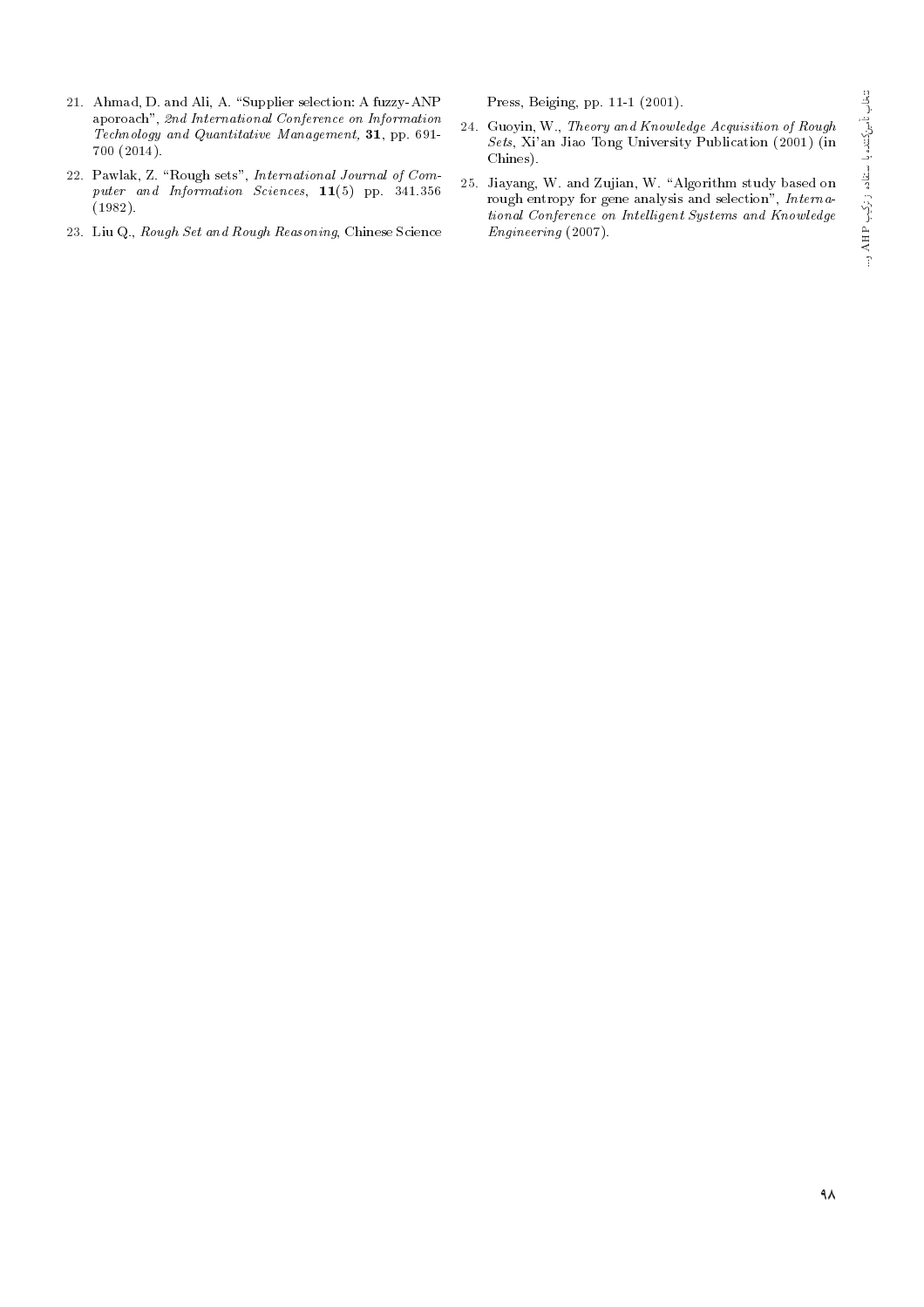21. Ahmad, D. and Ali, A. "Supplier selection: A fuzzy-ANP aporoach", *2nd International Conference on Information Technology and Quantitative Management,* **31**, pp. 691-700 (2014).

22. Pawlak, Z. "Rough sets", *International Journal of Computer and Information Sciences*, **11**(5) pp. 341.356 (1982).

23. Liu Q., *Rough Set and Rough Reasoning*, Chinese Science Press, Beiging, pp. 11-1 (2001).

24. Guoyin, W., *Theory and Knowledge Acquisition of Rough Sets*, Xi'an Jiao Tong University Publication (2001) (in Chines).

25. Jiayang, W. and Zujian, W. "Algorithm study based on rough entropy for gene analysis and selection", *International Conference on Intelligent Systems and Knowledge Engineering* (2007).